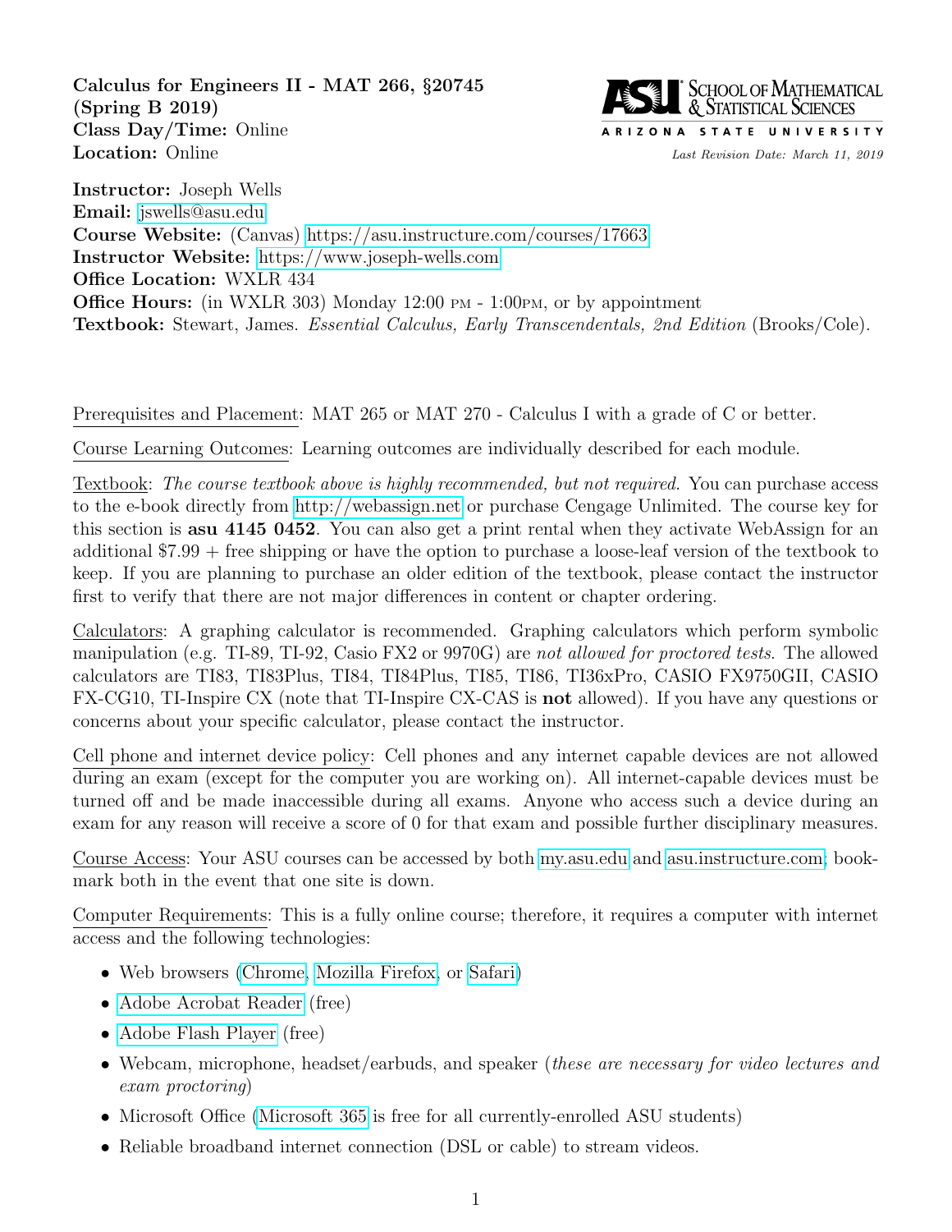**Calculus for Engineers II - MAT 266, §20745**
**(Spring B 2019)**
**Class Day/Time:** Online
**Location:** Online

SCHOOL OF MATHEMATICAL & STATISTICAL SCIENCES
ARIZONA STATE UNIVERSITY

*Last Revision Date: March 11, 2019*

**Instructor:** Joseph Wells
**Email:** jswells@asu.edu
**Course Website:** (Canvas) https://asu.instructure.com/courses/17663
**Instructor Website:** https://www.joseph-wells.com
**Office Location:** WXLR 434
**Office Hours:** (in WXLR 303) Monday 12:00 PM - 1:00PM, or by appointment
**Textbook:** Stewart, James. *Essential Calculus, Early Transcendentals, 2nd Edition* (Brooks/Cole).

Prerequisites and Placement: MAT 265 or MAT 270 - Calculus I with a grade of C or better.

Course Learning Outcomes: Learning outcomes are individually described for each module.

Textbook: *The course textbook above is highly recommended, but not required.* You can purchase access to the e-book directly from http://webassign.net or purchase Cengage Unlimited. The course key for this section is **asu 4145 0452**. You can also get a print rental when they activate WebAssign for an additional $7.99 + free shipping or have the option to purchase a loose-leaf version of the textbook to keep. If you are planning to purchase an older edition of the textbook, please contact the instructor first to verify that there are not major differences in content or chapter ordering.

Calculators: A graphing calculator is recommended. Graphing calculators which perform symbolic manipulation (e.g. TI-89, TI-92, Casio FX2 or 9970G) are *not allowed for proctored tests*. The allowed calculators are TI83, TI83Plus, TI84, TI84Plus, TI85, TI86, TI36xPro, CASIO FX9750GII, CASIO FX-CG10, TI-Inspire CX (note that TI-Inspire CX-CAS is **not** allowed). If you have any questions or concerns about your specific calculator, please contact the instructor.

Cell phone and internet device policy: Cell phones and any internet capable devices are not allowed during an exam (except for the computer you are working on). All internet-capable devices must be turned off and be made inaccessible during all exams. Anyone who access such a device during an exam for any reason will receive a score of 0 for that exam and possible further disciplinary measures.

Course Access: Your ASU courses can be accessed by both my.asu.edu and asu.instructure.com; bookmark both in the event that one site is down.

Computer Requirements: This is a fully online course; therefore, it requires a computer with internet access and the following technologies:

- Web browsers (Chrome, Mozilla Firefox, or Safari)
- Adobe Acrobat Reader (free)
- Adobe Flash Player (free)
- Webcam, microphone, headset/earbuds, and speaker (*these are necessary for video lectures and exam proctoring*)
- Microsoft Office (Microsoft 365 is free for all currently-enrolled ASU students)
- Reliable broadband internet connection (DSL or cable) to stream videos.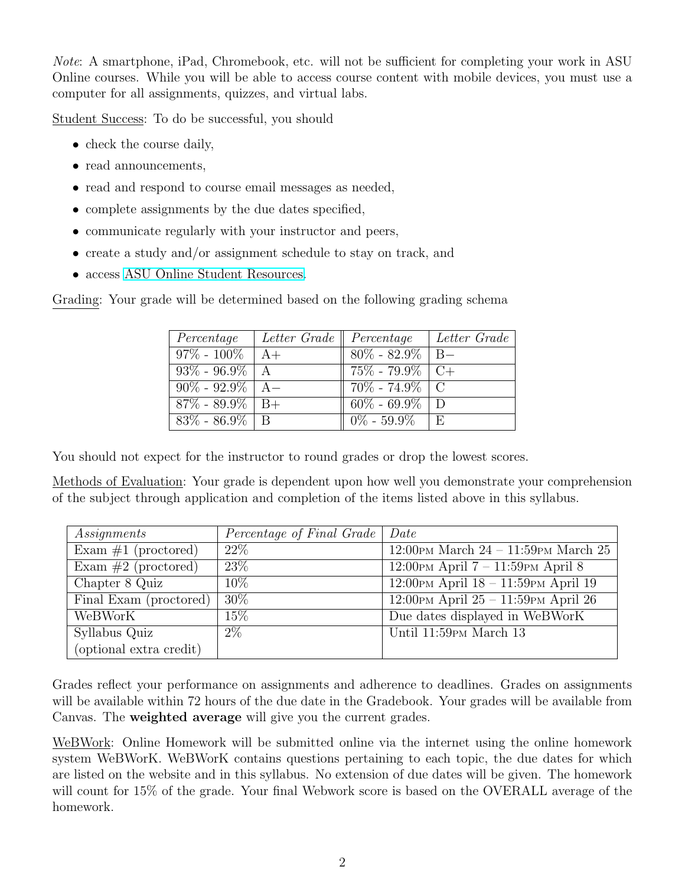*Note*: A smartphone, iPad, Chromebook, etc. will not be sufficient for completing your work in ASU Online courses. While you will be able to access course content with mobile devices, you must use a computer for all assignments, quizzes, and virtual labs.

Student Success: To do be successful, you should

- check the course daily,
- read announcements,
- read and respond to course email messages as needed,
- complete assignments by the due dates specified,
- communicate regularly with your instructor and peers,
- create a study and/or assignment schedule to stay on track, and
- access ASU Online Student Resources.

Grading: Your grade will be determined based on the following grading schema

| *Percentage* | *Letter Grade* | *Percentage* | *Letter Grade* |
|---|---|---|---|
| 97% - 100% | A+ | 80% - 82.9% | B− |
| 93% - 96.9% | A | 75% - 79.9% | C+ |
| 90% - 92.9% | A− | 70% - 74.9% | C |
| 87% - 89.9% | B+ | 60% - 69.9% | D |
| 83% - 86.9% | B | 0% - 59.9% | E |

You should not expect for the instructor to round grades or drop the lowest scores.

Methods of Evaluation: Your grade is dependent upon how well you demonstrate your comprehension of the subject through application and completion of the items listed above in this syllabus.

| *Assignments* | *Percentage of Final Grade* | *Date* |
|---|---|---|
| Exam #1 (proctored) | 22% | 12:00PM March 24 – 11:59PM March 25 |
| Exam #2 (proctored) | 23% | 12:00PM April 7 – 11:59PM April 8 |
| Chapter 8 Quiz | 10% | 12:00PM April 18 – 11:59PM April 19 |
| Final Exam (proctored) | 30% | 12:00PM April 25 – 11:59PM April 26 |
| WeBWorK | 15% | Due dates displayed in WeBWorK |
| Syllabus Quiz (optional extra credit) | 2% | Until 11:59PM March 13 |

Grades reflect your performance on assignments and adherence to deadlines. Grades on assignments will be available within 72 hours of the due date in the Gradebook. Your grades will be available from Canvas. The **weighted average** will give you the current grades.

WeBWork: Online Homework will be submitted online via the internet using the online homework system WeBWorK. WeBWorK contains questions pertaining to each topic, the due dates for which are listed on the website and in this syllabus. No extension of due dates will be given. The homework will count for 15% of the grade. Your final Webwork score is based on the OVERALL average of the homework.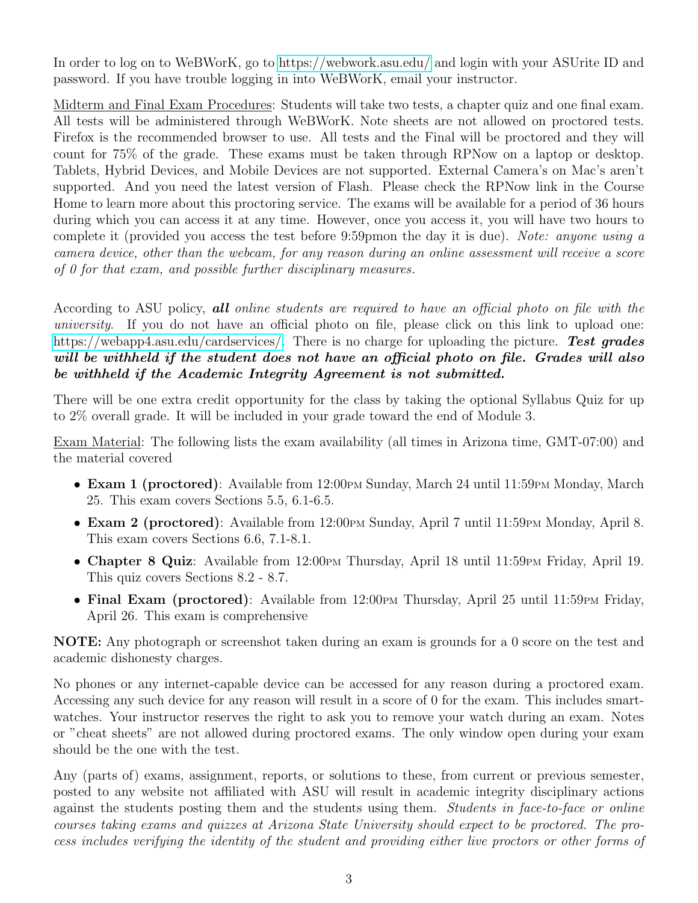In order to log on to WeBWorK, go to https://webwork.asu.edu/ and login with your ASUrite ID and password. If you have trouble logging in into WeBWorK, email your instructor.

Midterm and Final Exam Procedures: Students will take two tests, a chapter quiz and one final exam. All tests will be administered through WeBWorK. Note sheets are not allowed on proctored tests. Firefox is the recommended browser to use. All tests and the Final will be proctored and they will count for 75% of the grade. These exams must be taken through RPNow on a laptop or desktop. Tablets, Hybrid Devices, and Mobile Devices are not supported. External Camera's on Mac's aren't supported. And you need the latest version of Flash. Please check the RPNow link in the Course Home to learn more about this proctoring service. The exams will be available for a period of 36 hours during which you can access it at any time. However, once you access it, you will have two hours to complete it (provided you access the test before 9:59pmon the day it is due). *Note: anyone using a camera device, other than the webcam, for any reason during an online assessment will receive a score of 0 for that exam, and possible further disciplinary measures.*

According to ASU policy, ***all*** *online students are required to have an official photo on file with the university*. If you do not have an official photo on file, please click on this link to upload one: https://webapp4.asu.edu/cardservices/. There is no charge for uploading the picture. ***Test grades will be withheld if the student does not have an official photo on file. Grades will also be withheld if the Academic Integrity Agreement is not submitted.***

There will be one extra credit opportunity for the class by taking the optional Syllabus Quiz for up to 2% overall grade. It will be included in your grade toward the end of Module 3.

Exam Material: The following lists the exam availability (all times in Arizona time, GMT-07:00) and the material covered

- **Exam 1 (proctored)**: Available from 12:00PM Sunday, March 24 until 11:59PM Monday, March 25. This exam covers Sections 5.5, 6.1-6.5.
- **Exam 2 (proctored)**: Available from 12:00PM Sunday, April 7 until 11:59PM Monday, April 8. This exam covers Sections 6.6, 7.1-8.1.
- **Chapter 8 Quiz**: Available from 12:00PM Thursday, April 18 until 11:59PM Friday, April 19. This quiz covers Sections 8.2 - 8.7.
- **Final Exam (proctored)**: Available from 12:00PM Thursday, April 25 until 11:59PM Friday, April 26. This exam is comprehensive

**NOTE:** Any photograph or screenshot taken during an exam is grounds for a 0 score on the test and academic dishonesty charges.

No phones or any internet-capable device can be accessed for any reason during a proctored exam. Accessing any such device for any reason will result in a score of 0 for the exam. This includes smartwatches. Your instructor reserves the right to ask you to remove your watch during an exam. Notes or "cheat sheets" are not allowed during proctored exams. The only window open during your exam should be the one with the test.

Any (parts of) exams, assignment, reports, or solutions to these, from current or previous semester, posted to any website not affiliated with ASU will result in academic integrity disciplinary actions against the students posting them and the students using them. *Students in face-to-face or online courses taking exams and quizzes at Arizona State University should expect to be proctored. The process includes verifying the identity of the student and providing either live proctors or other forms of*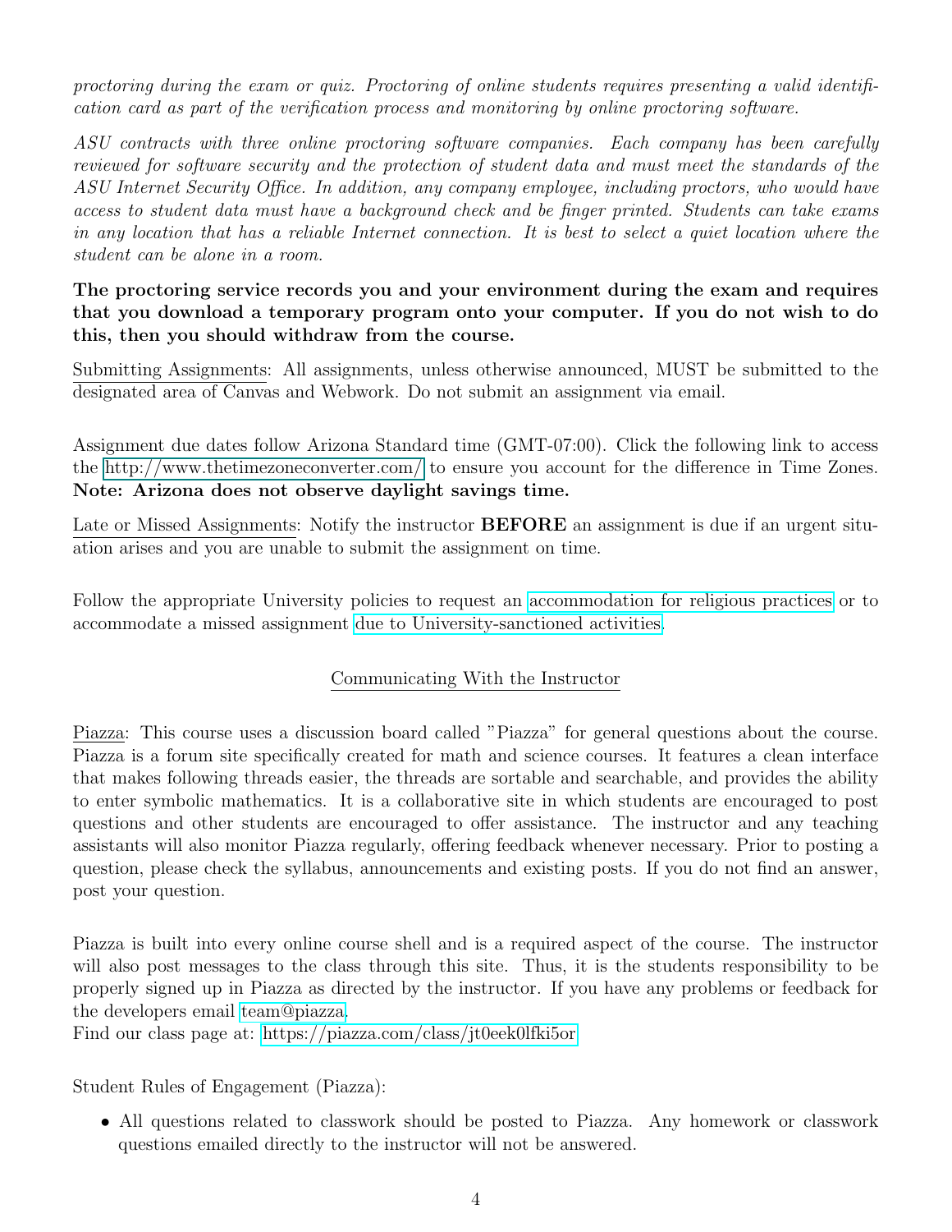*proctoring during the exam or quiz. Proctoring of online students requires presenting a valid identification card as part of the verification process and monitoring by online proctoring software.*

*ASU contracts with three online proctoring software companies. Each company has been carefully reviewed for software security and the protection of student data and must meet the standards of the ASU Internet Security Office. In addition, any company employee, including proctors, who would have access to student data must have a background check and be finger printed. Students can take exams in any location that has a reliable Internet connection. It is best to select a quiet location where the student can be alone in a room.*

**The proctoring service records you and your environment during the exam and requires that you download a temporary program onto your computer. If you do not wish to do this, then you should withdraw from the course.**

Submitting Assignments: All assignments, unless otherwise announced, MUST be submitted to the designated area of Canvas and Webwork. Do not submit an assignment via email.

Assignment due dates follow Arizona Standard time (GMT-07:00). Click the following link to access the http://www.thetimezoneconverter.com/ to ensure you account for the difference in Time Zones. **Note: Arizona does not observe daylight savings time.**

Late or Missed Assignments: Notify the instructor **BEFORE** an assignment is due if an urgent situation arises and you are unable to submit the assignment on time.

Follow the appropriate University policies to request an accommodation for religious practices or to accommodate a missed assignment due to University-sanctioned activities.

## Communicating With the Instructor

Piazza: This course uses a discussion board called "Piazza" for general questions about the course. Piazza is a forum site specifically created for math and science courses. It features a clean interface that makes following threads easier, the threads are sortable and searchable, and provides the ability to enter symbolic mathematics. It is a collaborative site in which students are encouraged to post questions and other students are encouraged to offer assistance. The instructor and any teaching assistants will also monitor Piazza regularly, offering feedback whenever necessary. Prior to posting a question, please check the syllabus, announcements and existing posts. If you do not find an answer, post your question.

Piazza is built into every online course shell and is a required aspect of the course. The instructor will also post messages to the class through this site. Thus, it is the students responsibility to be properly signed up in Piazza as directed by the instructor. If you have any problems or feedback for the developers email team@piazza.
Find our class page at: https://piazza.com/class/jt0eek0lfki5or

Student Rules of Engagement (Piazza):

- All questions related to classwork should be posted to Piazza. Any homework or classwork questions emailed directly to the instructor will not be answered.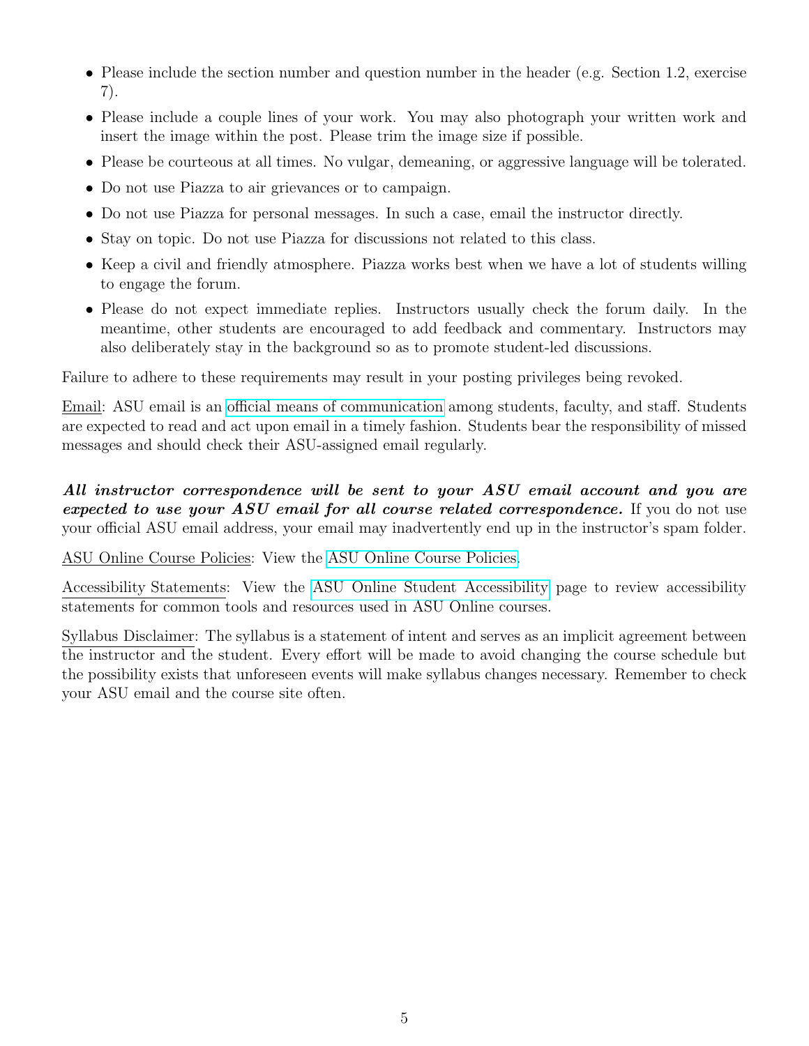- Please include the section number and question number in the header (e.g. Section 1.2, exercise 7).
- Please include a couple lines of your work. You may also photograph your written work and insert the image within the post. Please trim the image size if possible.
- Please be courteous at all times. No vulgar, demeaning, or aggressive language will be tolerated.
- Do not use Piazza to air grievances or to campaign.
- Do not use Piazza for personal messages. In such a case, email the instructor directly.
- Stay on topic. Do not use Piazza for discussions not related to this class.
- Keep a civil and friendly atmosphere. Piazza works best when we have a lot of students willing to engage the forum.
- Please do not expect immediate replies. Instructors usually check the forum daily. In the meantime, other students are encouraged to add feedback and commentary. Instructors may also deliberately stay in the background so as to promote student-led discussions.

Failure to adhere to these requirements may result in your posting privileges being revoked.

Email: ASU email is an official means of communication among students, faculty, and staff. Students are expected to read and act upon email in a timely fashion. Students bear the responsibility of missed messages and should check their ASU-assigned email regularly.

***All instructor correspondence will be sent to your ASU email account and you are expected to use your ASU email for all course related correspondence.*** If you do not use your official ASU email address, your email may inadvertently end up in the instructor's spam folder.

ASU Online Course Policies: View the ASU Online Course Policies.

Accessibility Statements: View the ASU Online Student Accessibility page to review accessibility statements for common tools and resources used in ASU Online courses.

Syllabus Disclaimer: The syllabus is a statement of intent and serves as an implicit agreement between the instructor and the student. Every effort will be made to avoid changing the course schedule but the possibility exists that unforeseen events will make syllabus changes necessary. Remember to check your ASU email and the course site often.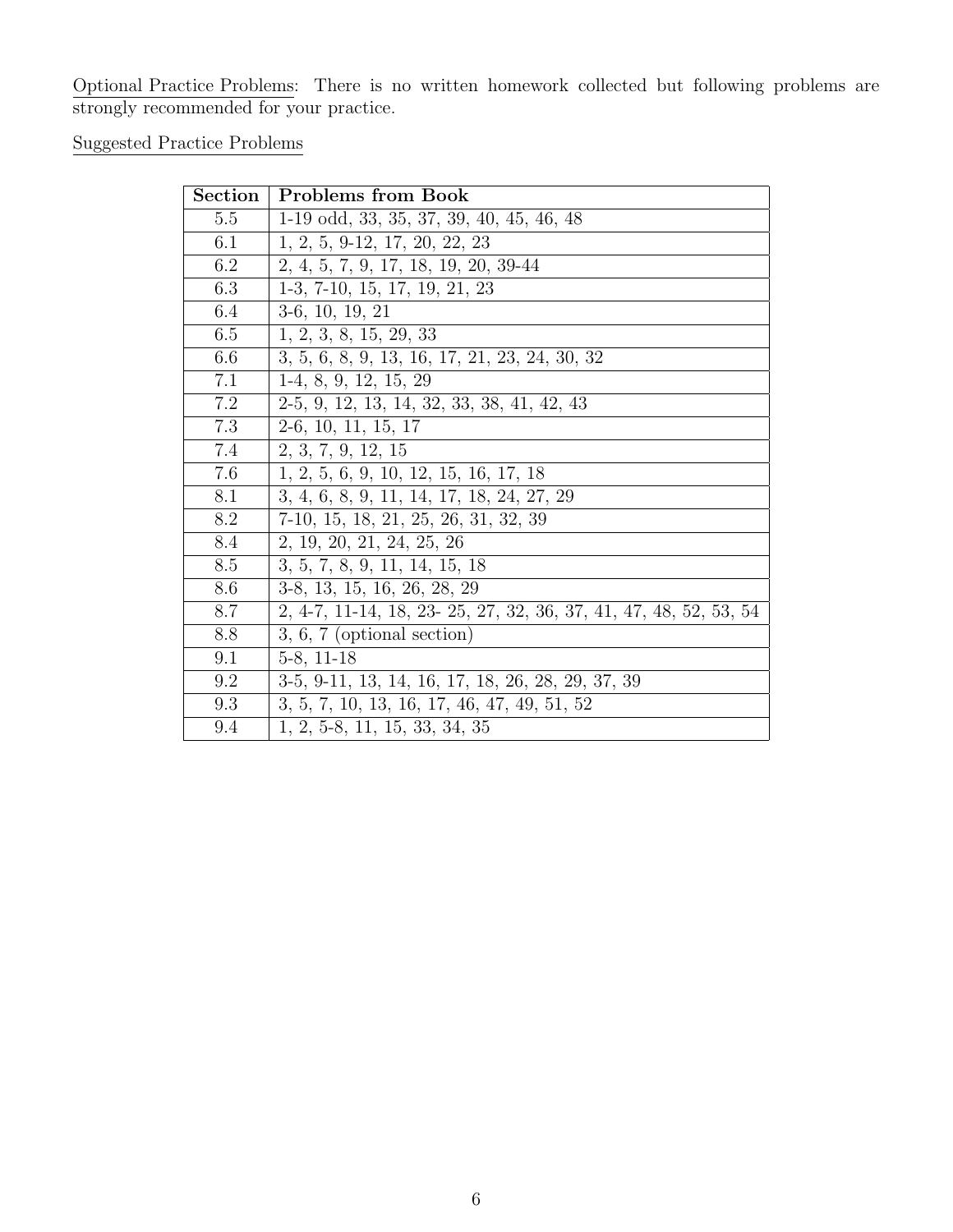Optional Practice Problems: There is no written homework collected but following problems are strongly recommended for your practice.

Suggested Practice Problems

| **Section** | **Problems from Book** |
|---|---|
| 5.5 | 1-19 odd, 33, 35, 37, 39, 40, 45, 46, 48 |
| 6.1 | 1, 2, 5, 9-12, 17, 20, 22, 23 |
| 6.2 | 2, 4, 5, 7, 9, 17, 18, 19, 20, 39-44 |
| 6.3 | 1-3, 7-10, 15, 17, 19, 21, 23 |
| 6.4 | 3-6, 10, 19, 21 |
| 6.5 | 1, 2, 3, 8, 15, 29, 33 |
| 6.6 | 3, 5, 6, 8, 9, 13, 16, 17, 21, 23, 24, 30, 32 |
| 7.1 | 1-4, 8, 9, 12, 15, 29 |
| 7.2 | 2-5, 9, 12, 13, 14, 32, 33, 38, 41, 42, 43 |
| 7.3 | 2-6, 10, 11, 15, 17 |
| 7.4 | 2, 3, 7, 9, 12, 15 |
| 7.6 | 1, 2, 5, 6, 9, 10, 12, 15, 16, 17, 18 |
| 8.1 | 3, 4, 6, 8, 9, 11, 14, 17, 18, 24, 27, 29 |
| 8.2 | 7-10, 15, 18, 21, 25, 26, 31, 32, 39 |
| 8.4 | 2, 19, 20, 21, 24, 25, 26 |
| 8.5 | 3, 5, 7, 8, 9, 11, 14, 15, 18 |
| 8.6 | 3-8, 13, 15, 16, 26, 28, 29 |
| 8.7 | 2, 4-7, 11-14, 18, 23- 25, 27, 32, 36, 37, 41, 47, 48, 52, 53, 54 |
| 8.8 | 3, 6, 7 (optional section) |
| 9.1 | 5-8, 11-18 |
| 9.2 | 3-5, 9-11, 13, 14, 16, 17, 18, 26, 28, 29, 37, 39 |
| 9.3 | 3, 5, 7, 10, 13, 16, 17, 46, 47, 49, 51, 52 |
| 9.4 | 1, 2, 5-8, 11, 15, 33, 34, 35 |